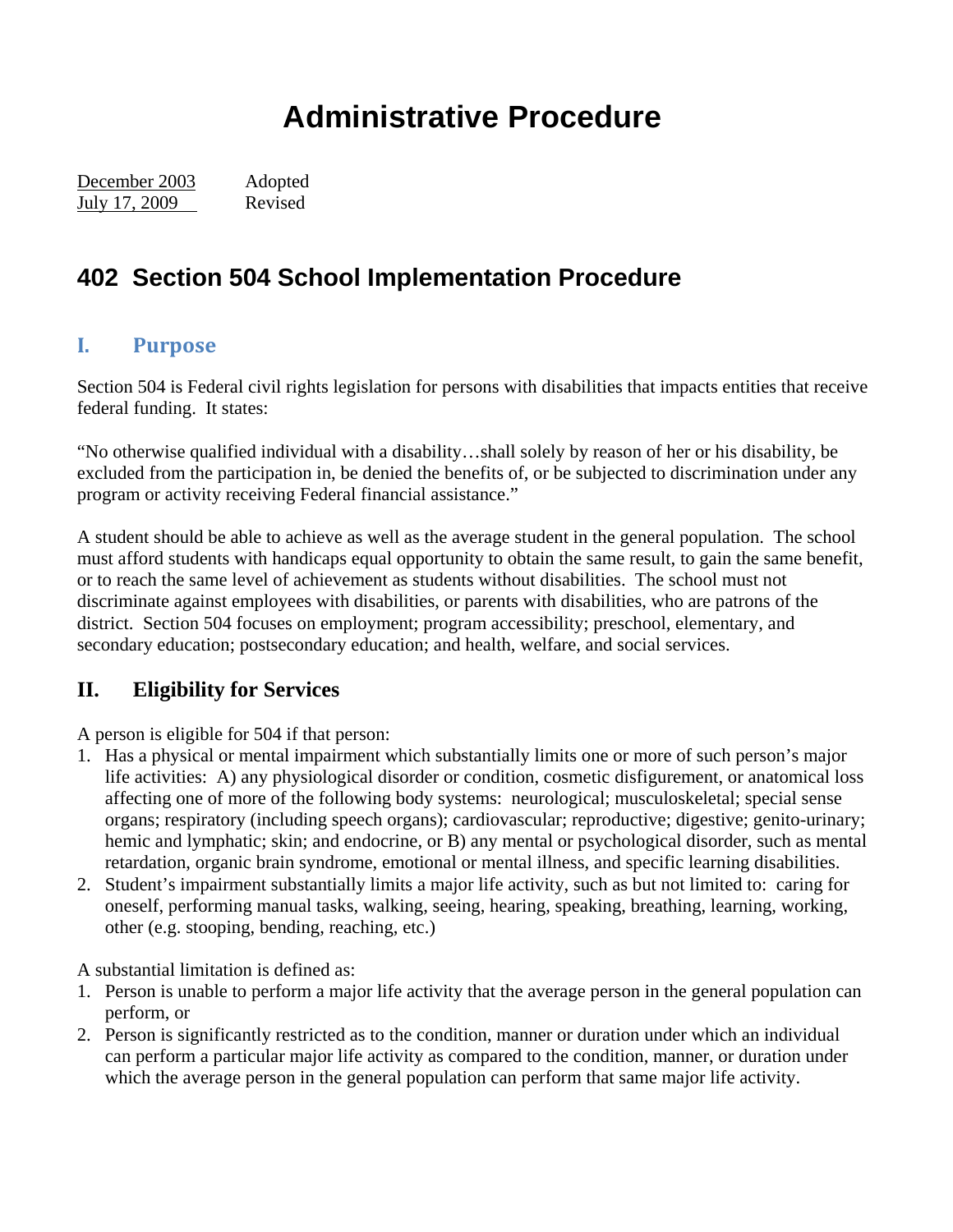# Administrative Procedure

December 2003 Adopted
July 17, 2009 Revised

## 402 Section 504 School Implementation Procedure

### I. Purpose

Section 504 is Federal civil rights legislation for persons with disabilities that impacts entities that receive federal funding. It states:

"No otherwise qualified individual with a disability…shall solely by reason of her or his disability, be excluded from the participation in, be denied the benefits of, or be subjected to discrimination under any program or activity receiving Federal financial assistance."

A student should be able to achieve as well as the average student in the general population. The school must afford students with handicaps equal opportunity to obtain the same result, to gain the same benefit, or to reach the same level of achievement as students without disabilities. The school must not discriminate against employees with disabilities, or parents with disabilities, who are patrons of the district. Section 504 focuses on employment; program accessibility; preschool, elementary, and secondary education; postsecondary education; and health, welfare, and social services.

### II. Eligibility for Services

A person is eligible for 504 if that person:

1. Has a physical or mental impairment which substantially limits one or more of such person's major life activities: A) any physiological disorder or condition, cosmetic disfigurement, or anatomical loss affecting one of more of the following body systems: neurological; musculoskeletal; special sense organs; respiratory (including speech organs); cardiovascular; reproductive; digestive; genito-urinary; hemic and lymphatic; skin; and endocrine, or B) any mental or psychological disorder, such as mental retardation, organic brain syndrome, emotional or mental illness, and specific learning disabilities.
2. Student's impairment substantially limits a major life activity, such as but not limited to: caring for oneself, performing manual tasks, walking, seeing, hearing, speaking, breathing, learning, working, other (e.g. stooping, bending, reaching, etc.)

A substantial limitation is defined as:

1. Person is unable to perform a major life activity that the average person in the general population can perform, or
2. Person is significantly restricted as to the condition, manner or duration under which an individual can perform a particular major life activity as compared to the condition, manner, or duration under which the average person in the general population can perform that same major life activity.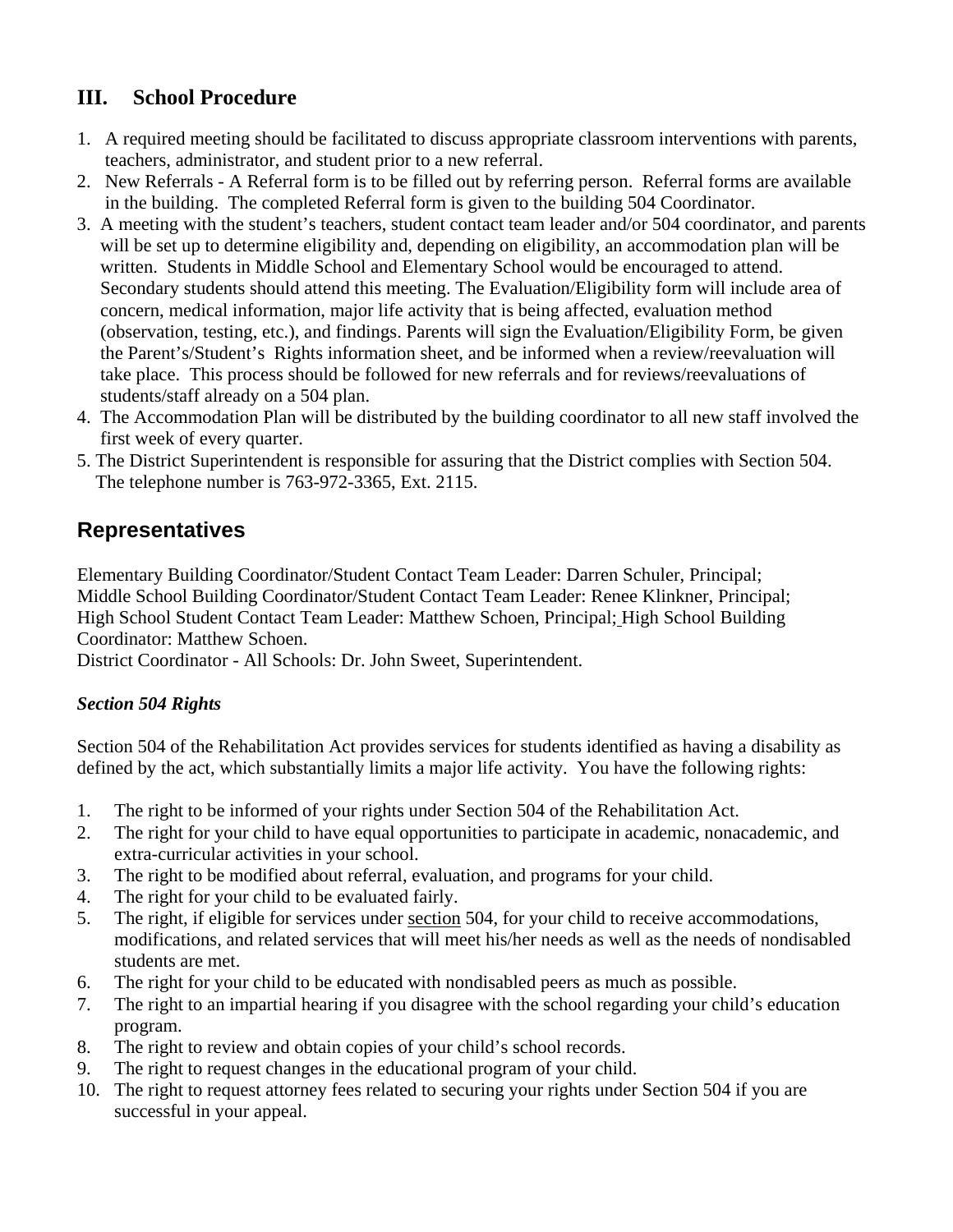## III. School Procedure

1. A required meeting should be facilitated to discuss appropriate classroom interventions with parents, teachers, administrator, and student prior to a new referral.
2. New Referrals - A Referral form is to be filled out by referring person. Referral forms are available in the building. The completed Referral form is given to the building 504 Coordinator.
3. A meeting with the student's teachers, student contact team leader and/or 504 coordinator, and parents will be set up to determine eligibility and, depending on eligibility, an accommodation plan will be written. Students in Middle School and Elementary School would be encouraged to attend. Secondary students should attend this meeting. The Evaluation/Eligibility form will include area of concern, medical information, major life activity that is being affected, evaluation method (observation, testing, etc.), and findings. Parents will sign the Evaluation/Eligibility Form, be given the Parent's/Student's Rights information sheet, and be informed when a review/reevaluation will take place. This process should be followed for new referrals and for reviews/reevaluations of students/staff already on a 504 plan.
4. The Accommodation Plan will be distributed by the building coordinator to all new staff involved the first week of every quarter.
5. The District Superintendent is responsible for assuring that the District complies with Section 504. The telephone number is 763-972-3365, Ext. 2115.

## Representatives

Elementary Building Coordinator/Student Contact Team Leader: Darren Schuler, Principal;
Middle School Building Coordinator/Student Contact Team Leader: Renee Klinkner, Principal;
High School Student Contact Team Leader: Matthew Schoen, Principal; High School Building Coordinator: Matthew Schoen.
District Coordinator - All Schools: Dr. John Sweet, Superintendent.

### *Section 504 Rights*

Section 504 of the Rehabilitation Act provides services for students identified as having a disability as defined by the act, which substantially limits a major life activity. You have the following rights:

1. The right to be informed of your rights under Section 504 of the Rehabilitation Act.
2. The right for your child to have equal opportunities to participate in academic, nonacademic, and extra-curricular activities in your school.
3. The right to be modified about referral, evaluation, and programs for your child.
4. The right for your child to be evaluated fairly.
5. The right, if eligible for services under section 504, for your child to receive accommodations, modifications, and related services that will meet his/her needs as well as the needs of nondisabled students are met.
6. The right for your child to be educated with nondisabled peers as much as possible.
7. The right to an impartial hearing if you disagree with the school regarding your child's education program.
8. The right to review and obtain copies of your child's school records.
9. The right to request changes in the educational program of your child.
10. The right to request attorney fees related to securing your rights under Section 504 if you are successful in your appeal.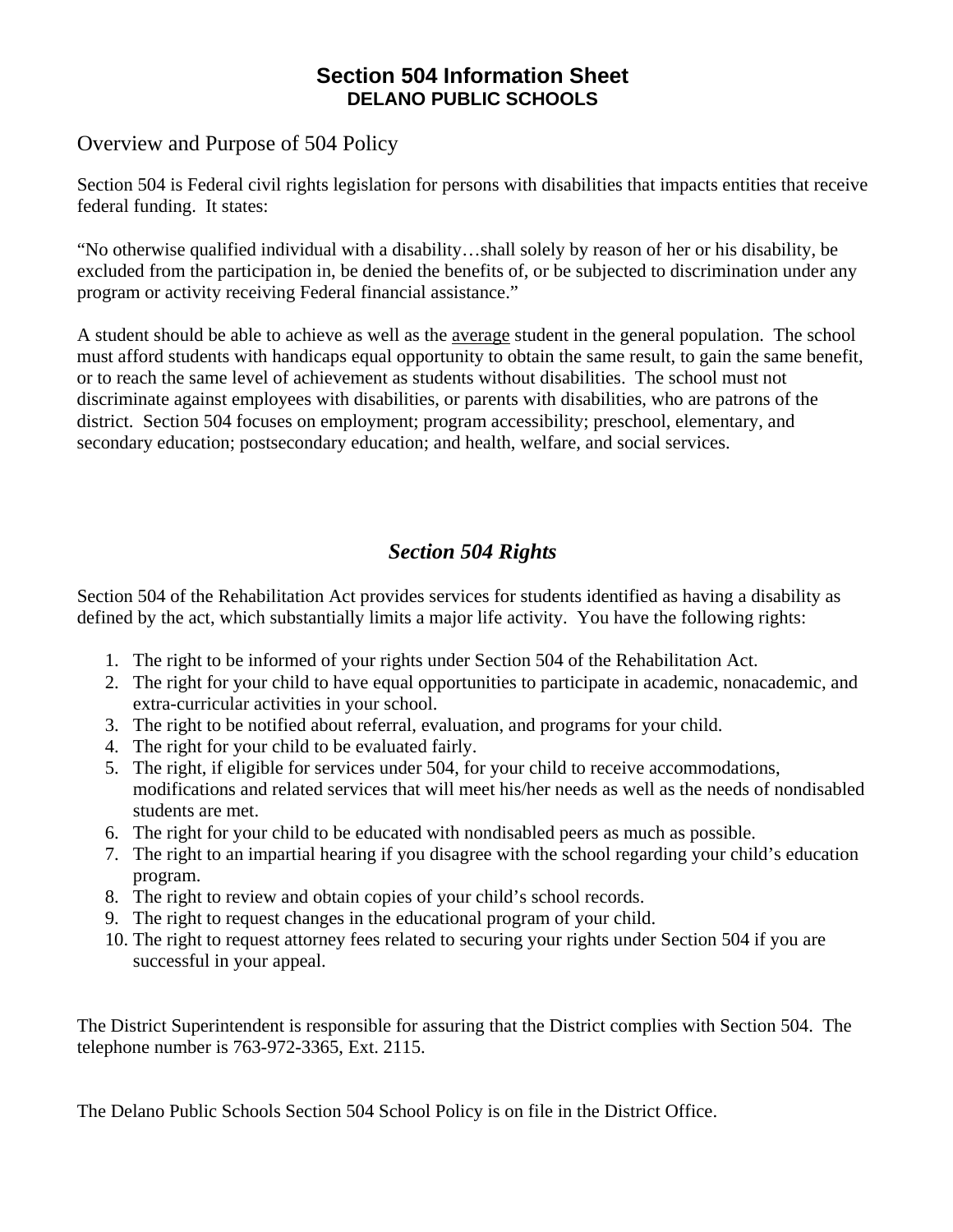# Section 504 Information Sheet
## DELANO PUBLIC SCHOOLS

## Overview and Purpose of 504 Policy

Section 504 is Federal civil rights legislation for persons with disabilities that impacts entities that receive federal funding. It states:

"No otherwise qualified individual with a disability…shall solely by reason of her or his disability, be excluded from the participation in, be denied the benefits of, or be subjected to discrimination under any program or activity receiving Federal financial assistance."

A student should be able to achieve as well as the <u>average</u> student in the general population. The school must afford students with handicaps equal opportunity to obtain the same result, to gain the same benefit, or to reach the same level of achievement as students without disabilities. The school must not discriminate against employees with disabilities, or parents with disabilities, who are patrons of the district. Section 504 focuses on employment; program accessibility; preschool, elementary, and secondary education; postsecondary education; and health, welfare, and social services.

## *Section 504 Rights*

Section 504 of the Rehabilitation Act provides services for students identified as having a disability as defined by the act, which substantially limits a major life activity. You have the following rights:

1. The right to be informed of your rights under Section 504 of the Rehabilitation Act.
2. The right for your child to have equal opportunities to participate in academic, nonacademic, and extra-curricular activities in your school.
3. The right to be notified about referral, evaluation, and programs for your child.
4. The right for your child to be evaluated fairly.
5. The right, if eligible for services under 504, for your child to receive accommodations, modifications and related services that will meet his/her needs as well as the needs of nondisabled students are met.
6. The right for your child to be educated with nondisabled peers as much as possible.
7. The right to an impartial hearing if you disagree with the school regarding your child's education program.
8. The right to review and obtain copies of your child's school records.
9. The right to request changes in the educational program of your child.
10. The right to request attorney fees related to securing your rights under Section 504 if you are successful in your appeal.

The District Superintendent is responsible for assuring that the District complies with Section 504. The telephone number is 763-972-3365, Ext. 2115.

The Delano Public Schools Section 504 School Policy is on file in the District Office.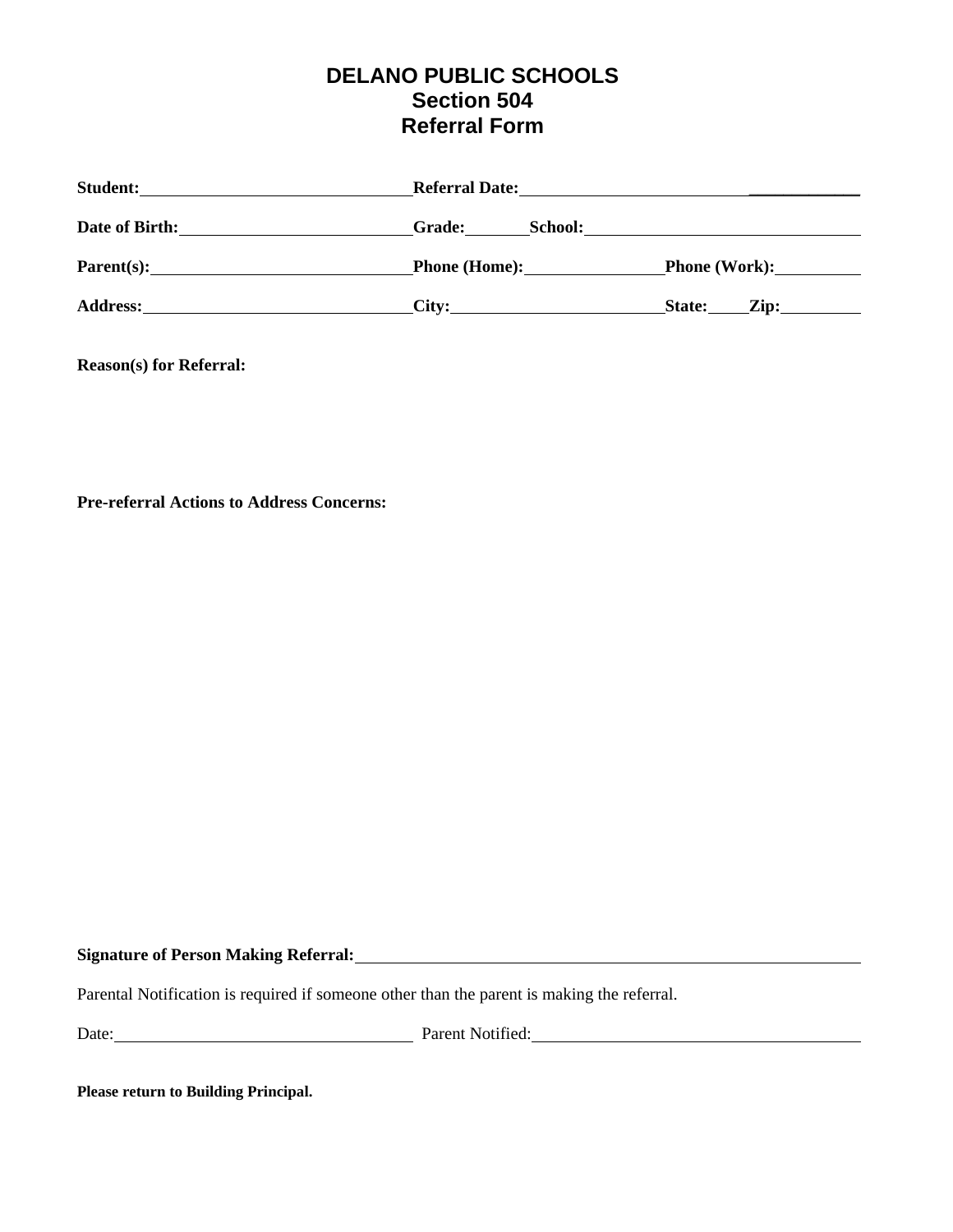# DELANO PUBLIC SCHOOLS
## Section 504
## Referral Form

**Student:** ______________________________ **Referral Date:** ______________________________

**Date of Birth:** __________________________ **Grade:** _______ **School:** ______________________________

**Parent(s):** ______________________________ **Phone (Home):** _______________ **Phone (Work):** __________

**Address:** ______________________________ **City:** ________________________ **State:** _____ **Zip:** __________

**Reason(s) for Referral:**

**Pre-referral Actions to Address Concerns:**

**Signature of Person Making Referral:** ____________________________________________________________

Parental Notification is required if someone other than the parent is making the referral.

Date: __________________________________ Parent Notified: ______________________________________

**Please return to Building Principal.**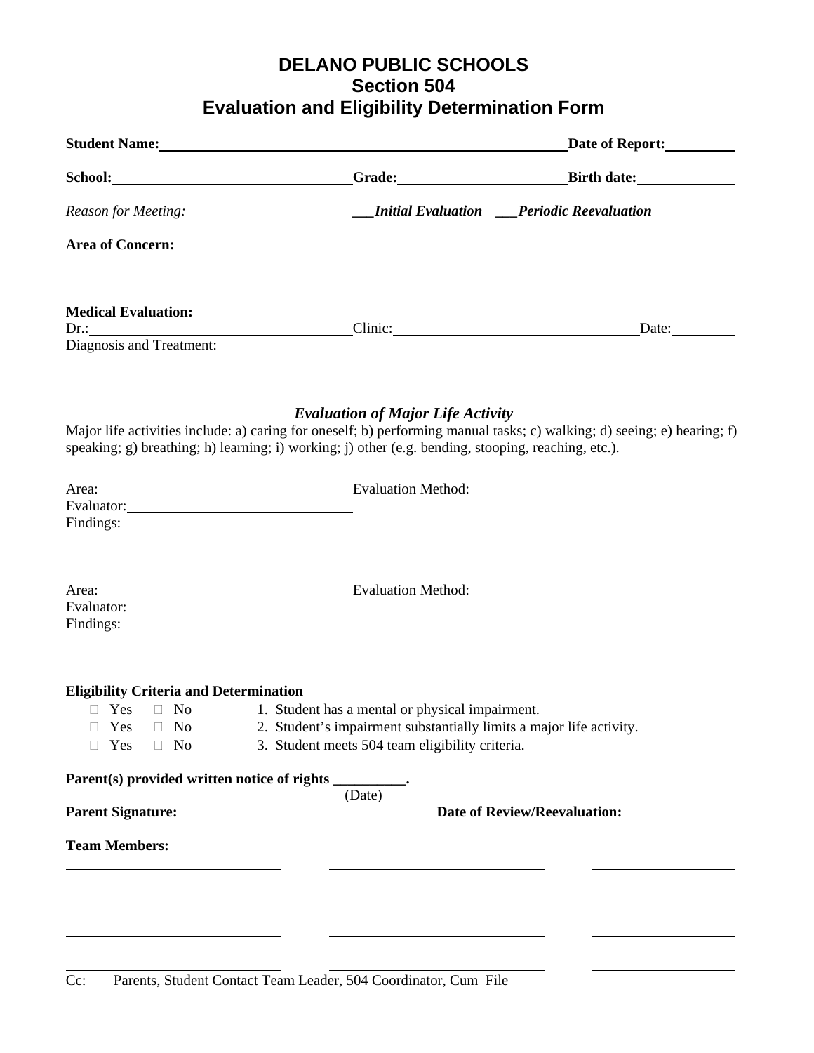# DELANO PUBLIC SCHOOLS
## Section 504
## Evaluation and Eligibility Determination Form

**Student Name:**\_\_\_\_\_\_\_\_\_\_\_\_\_\_\_\_\_\_\_\_\_\_\_\_\_\_\_\_\_\_\_\_\_\_\_\_\_\_\_\_\_\_ **Date of Report:**\_\_\_\_\_\_\_\_

**School:**\_\_\_\_\_\_\_\_\_\_\_\_\_\_\_\_\_\_\_\_\_\_\_\_\_\_ **Grade:**\_\_\_\_\_\_\_\_\_\_\_\_\_\_\_\_\_\_ **Birth date:**\_\_\_\_\_\_\_\_\_\_

*Reason for Meeting:* \_\_\_***Initial Evaluation*** \_\_\_***Periodic Reevaluation***

**Area of Concern:**

**Medical Evaluation:**

Dr.:\_\_\_\_\_\_\_\_\_\_\_\_\_\_\_\_\_\_\_\_\_\_\_\_\_\_\_\_ Clinic:\_\_\_\_\_\_\_\_\_\_\_\_\_\_\_\_\_\_\_\_\_\_\_\_\_\_\_\_ Date:\_\_\_\_\_\_\_\_

Diagnosis and Treatment:

### *Evaluation of Major Life Activity*

Major life activities include: a) caring for oneself; b) performing manual tasks; c) walking; d) seeing; e) hearing; f) speaking; g) breathing; h) learning; i) working; j) other (e.g. bending, stooping, reaching, etc.).

Area:\_\_\_\_\_\_\_\_\_\_\_\_\_\_\_\_\_\_\_\_\_\_\_\_\_\_\_\_ Evaluation Method:\_\_\_\_\_\_\_\_\_\_\_\_\_\_\_\_\_\_\_\_\_\_\_\_\_\_\_\_

Evaluator:\_\_\_\_\_\_\_\_\_\_\_\_\_\_\_\_\_\_\_\_\_\_\_\_\_\_

Findings:

Area:\_\_\_\_\_\_\_\_\_\_\_\_\_\_\_\_\_\_\_\_\_\_\_\_\_\_\_\_ Evaluation Method:\_\_\_\_\_\_\_\_\_\_\_\_\_\_\_\_\_\_\_\_\_\_\_\_\_\_\_\_

Evaluator:\_\_\_\_\_\_\_\_\_\_\_\_\_\_\_\_\_\_\_\_\_\_\_\_\_\_

Findings:

**Eligibility Criteria and Determination**

- ☐ Yes ☐ No 1. Student has a mental or physical impairment.
- ☐ Yes ☐ No 2. Student's impairment substantially limits a major life activity.
- ☐ Yes ☐ No 3. Student meets 504 team eligibility criteria.

**Parent(s) provided written notice of rights \_\_\_\_\_\_\_\_\_\_.**
(Date)

**Parent Signature:**\_\_\_\_\_\_\_\_\_\_\_\_\_\_\_\_\_\_\_\_\_\_\_\_\_\_\_\_ **Date of Review/Reevaluation:**\_\_\_\_\_\_\_\_\_\_\_\_

**Team Members:**

\_\_\_\_\_\_\_\_\_\_\_\_\_\_\_\_\_\_\_\_\_\_\_\_ \_\_\_\_\_\_\_\_\_\_\_\_\_\_\_\_\_\_\_\_\_\_\_\_ \_\_\_\_\_\_\_\_\_\_\_\_\_\_\_\_

\_\_\_\_\_\_\_\_\_\_\_\_\_\_\_\_\_\_\_\_\_\_\_\_ \_\_\_\_\_\_\_\_\_\_\_\_\_\_\_\_\_\_\_\_\_\_\_\_ \_\_\_\_\_\_\_\_\_\_\_\_\_\_\_\_

\_\_\_\_\_\_\_\_\_\_\_\_\_\_\_\_\_\_\_\_\_\_\_\_ \_\_\_\_\_\_\_\_\_\_\_\_\_\_\_\_\_\_\_\_\_\_\_\_ \_\_\_\_\_\_\_\_\_\_\_\_\_\_\_\_

\_\_\_\_\_\_\_\_\_\_\_\_\_\_\_\_\_\_\_\_\_\_\_\_ \_\_\_\_\_\_\_\_\_\_\_\_\_\_\_\_\_\_\_\_\_\_\_\_ \_\_\_\_\_\_\_\_\_\_\_\_\_\_\_\_

Cc: Parents, Student Contact Team Leader, 504 Coordinator, Cum File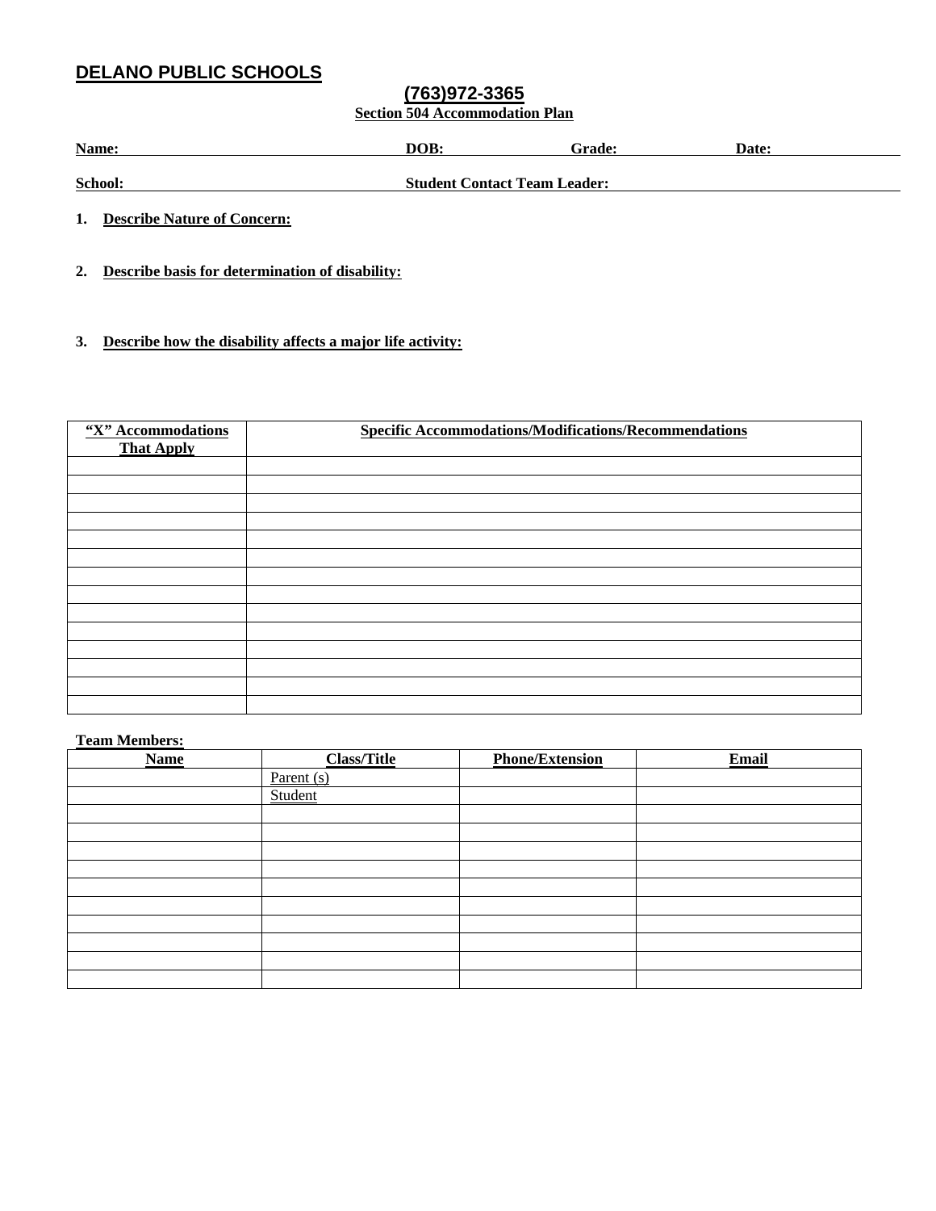**DELANO PUBLIC SCHOOLS**

**(763)972-3365**

**Section 504 Accommodation Plan**

**Name:** **DOB:** **Grade:** **Date:**

**School:** **Student Contact Team Leader:**

1. **Describe Nature of Concern:**

2. **Describe basis for determination of disability:**

3. **Describe how the disability affects a major life activity:**

| "X" Accommodations That Apply | Specific Accommodations/Modifications/Recommendations |
|---|---|
| | |
| | |
| | |
| | |
| | |
| | |
| | |
| | |
| | |
| | |
| | |
| | |
| | |
| | |

**Team Members:**

| Name | Class/Title | Phone/Extension | Email |
|---|---|---|---|
| | Parent (s) | | |
| | Student | | |
| | | | |
| | | | |
| | | | |
| | | | |
| | | | |
| | | | |
| | | | |
| | | | |
| | | | |
| | | | |